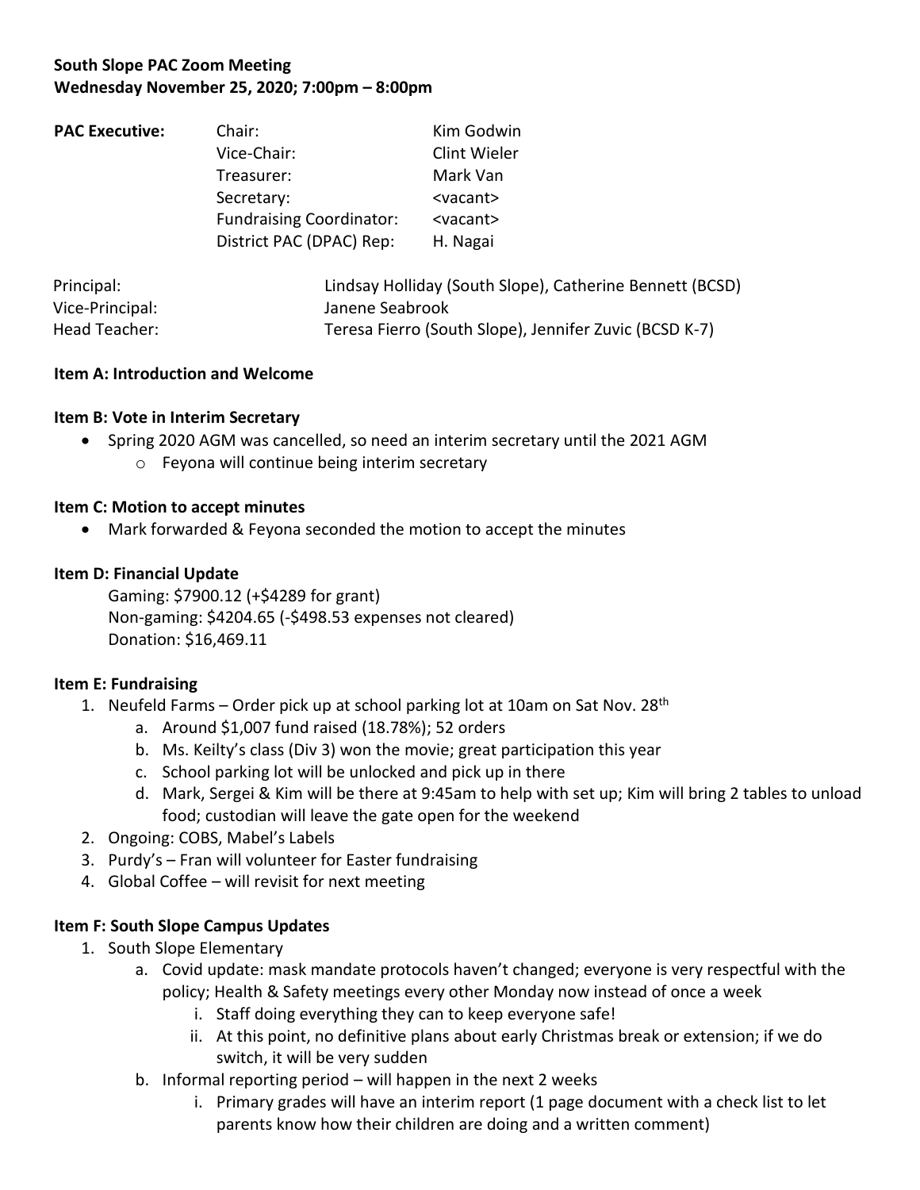**South Slope PAC Zoom Meeting**
**Wednesday November 25, 2020; 7:00pm – 8:00pm**

| **PAC Executive:** | Chair: | Kim Godwin |
|---|---|---|
| | Vice-Chair: | Clint Wieler |
| | Treasurer: | Mark Van |
| | Secretary: | <vacant> |
| | Fundraising Coordinator: | <vacant> |
| | District PAC (DPAC) Rep: | H. Nagai |

| | |
|---|---|
| Principal: | Lindsay Holliday (South Slope), Catherine Bennett (BCSD) |
| Vice-Principal: | Janene Seabrook |
| Head Teacher: | Teresa Fierro (South Slope), Jennifer Zuvic (BCSD K-7) |

**Item A: Introduction and Welcome**

**Item B: Vote in Interim Secretary**

- Spring 2020 AGM was cancelled, so need an interim secretary until the 2021 AGM
  - Feyona will continue being interim secretary

**Item C: Motion to accept minutes**

- Mark forwarded & Feyona seconded the motion to accept the minutes

**Item D: Financial Update**

Gaming: $7900.12 (+$4289 for grant)
Non-gaming: $4204.65 (-$498.53 expenses not cleared)
Donation: $16,469.11

**Item E: Fundraising**

1. Neufeld Farms – Order pick up at school parking lot at 10am on Sat Nov. 28th
   a. Around $1,007 fund raised (18.78%); 52 orders
   b. Ms. Keilty's class (Div 3) won the movie; great participation this year
   c. School parking lot will be unlocked and pick up in there
   d. Mark, Sergei & Kim will be there at 9:45am to help with set up; Kim will bring 2 tables to unload food; custodian will leave the gate open for the weekend
2. Ongoing: COBS, Mabel's Labels
3. Purdy's – Fran will volunteer for Easter fundraising
4. Global Coffee – will revisit for next meeting

**Item F: South Slope Campus Updates**

1. South Slope Elementary
   a. Covid update: mask mandate protocols haven't changed; everyone is very respectful with the policy; Health & Safety meetings every other Monday now instead of once a week
      i. Staff doing everything they can to keep everyone safe!
      ii. At this point, no definitive plans about early Christmas break or extension; if we do switch, it will be very sudden
   b. Informal reporting period – will happen in the next 2 weeks
      i. Primary grades will have an interim report (1 page document with a check list to let parents know how their children are doing and a written comment)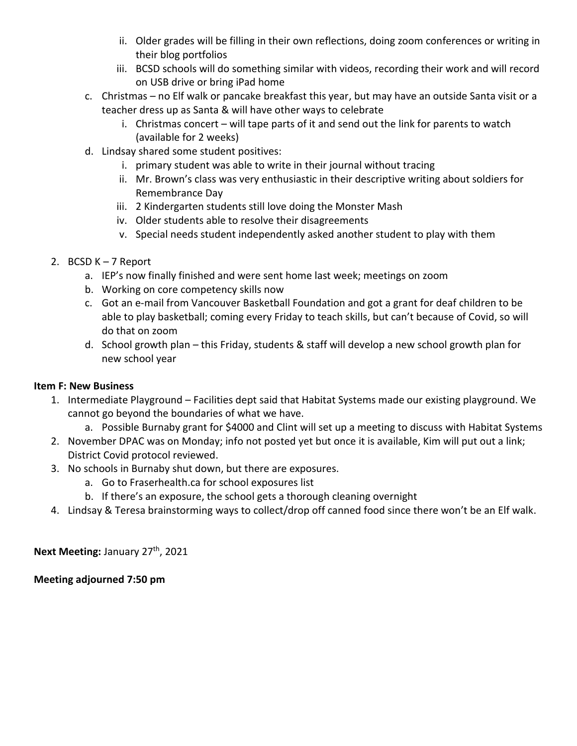- ii. Older grades will be filling in their own reflections, doing zoom conferences or writing in their blog portfolios
      - iii. BCSD schools will do something similar with videos, recording their work and will record on USB drive or bring iPad home
   - c. Christmas – no Elf walk or pancake breakfast this year, but may have an outside Santa visit or a teacher dress up as Santa & will have other ways to celebrate
      - i. Christmas concert – will tape parts of it and send out the link for parents to watch (available for 2 weeks)
   - d. Lindsay shared some student positives:
      - i. primary student was able to write in their journal without tracing
      - ii. Mr. Brown's class was very enthusiastic in their descriptive writing about soldiers for Remembrance Day
      - iii. 2 Kindergarten students still love doing the Monster Mash
      - iv. Older students able to resolve their disagreements
      - v. Special needs student independently asked another student to play with them

2. BCSD K – 7 Report
   - a. IEP's now finally finished and were sent home last week; meetings on zoom
   - b. Working on core competency skills now
   - c. Got an e-mail from Vancouver Basketball Foundation and got a grant for deaf children to be able to play basketball; coming every Friday to teach skills, but can't because of Covid, so will do that on zoom
   - d. School growth plan – this Friday, students & staff will develop a new school growth plan for new school year

**Item F: New Business**

1. Intermediate Playground – Facilities dept said that Habitat Systems made our existing playground. We cannot go beyond the boundaries of what we have.
   - a. Possible Burnaby grant for $4000 and Clint will set up a meeting to discuss with Habitat Systems
2. November DPAC was on Monday; info not posted yet but once it is available, Kim will put out a link; District Covid protocol reviewed.
3. No schools in Burnaby shut down, but there are exposures.
   - a. Go to Fraserhealth.ca for school exposures list
   - b. If there's an exposure, the school gets a thorough cleaning overnight
4. Lindsay & Teresa brainstorming ways to collect/drop off canned food since there won't be an Elf walk.

**Next Meeting:** January 27th, 2021

**Meeting adjourned 7:50 pm**